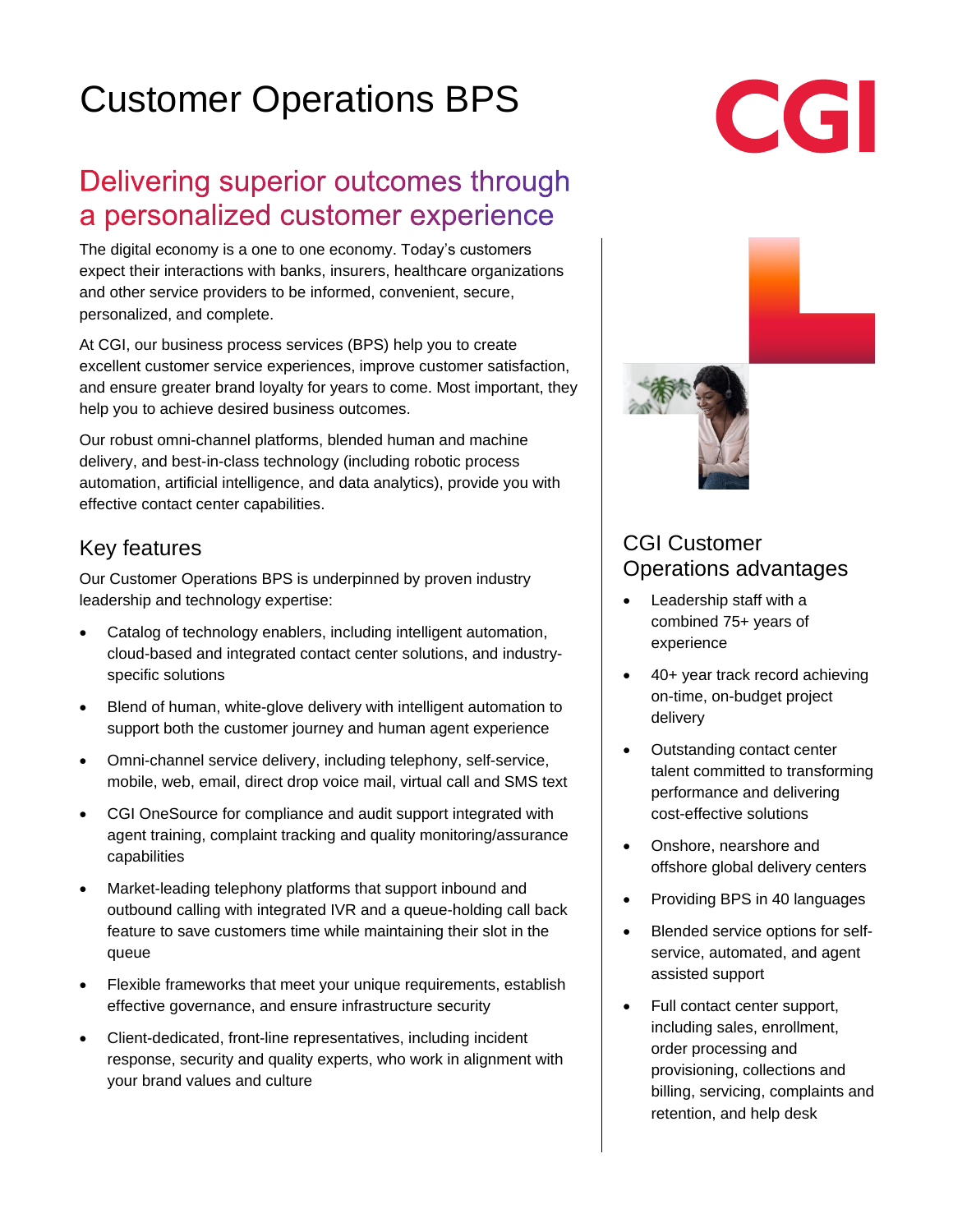# Customer Operations BPS

## Delivering superior outcomes through a personalized customer experience

The digital economy is a one to one economy. Today's customers expect their interactions with banks, insurers, healthcare organizations and other service providers to be informed, convenient, secure, personalized, and complete.

At CGI, our business process services (BPS) help you to create excellent customer service experiences, improve customer satisfaction, and ensure greater brand loyalty for years to come. Most important, they help you to achieve desired business outcomes.

Our robust omni-channel platforms, blended human and machine delivery, and best-in-class technology (including robotic process automation, artificial intelligence, and data analytics), provide you with effective contact center capabilities.

### Key features

Our Customer Operations BPS is underpinned by proven industry leadership and technology expertise:

- Catalog of technology enablers, including intelligent automation, cloud-based and integrated contact center solutions, and industry-specific solutions
- Blend of human, white-glove delivery with intelligent automation to support both the customer journey and human agent experience
- Omni-channel service delivery, including telephony, self-service, mobile, web, email, direct drop voice mail, virtual call and SMS text
- CGI OneSource for compliance and audit support integrated with agent training, complaint tracking and quality monitoring/assurance capabilities
- Market-leading telephony platforms that support inbound and outbound calling with integrated IVR and a queue-holding call back feature to save customers time while maintaining their slot in the queue
- Flexible frameworks that meet your unique requirements, establish effective governance, and ensure infrastructure security
- Client-dedicated, front-line representatives, including incident response, security and quality experts, who work in alignment with your brand values and culture

### CGI Customer Operations advantages

- Leadership staff with a combined 75+ years of experience
- 40+ year track record achieving on-time, on-budget project delivery
- Outstanding contact center talent committed to transforming performance and delivering cost-effective solutions
- Onshore, nearshore and offshore global delivery centers
- Providing BPS in 40 languages
- Blended service options for self-service, automated, and agent assisted support
- Full contact center support, including sales, enrollment, order processing and provisioning, collections and billing, servicing, complaints and retention, and help desk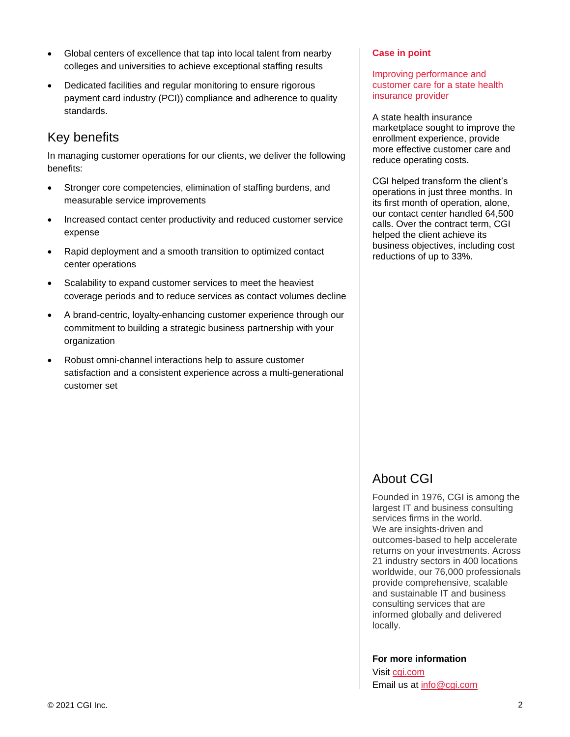- Global centers of excellence that tap into local talent from nearby colleges and universities to achieve exceptional staffing results
- Dedicated facilities and regular monitoring to ensure rigorous payment card industry (PCI)) compliance and adherence to quality standards.

## Key benefits

In managing customer operations for our clients, we deliver the following benefits:

- Stronger core competencies, elimination of staffing burdens, and measurable service improvements
- Increased contact center productivity and reduced customer service expense
- Rapid deployment and a smooth transition to optimized contact center operations
- Scalability to expand customer services to meet the heaviest coverage periods and to reduce services as contact volumes decline
- A brand-centric, loyalty-enhancing customer experience through our commitment to building a strategic business partnership with your organization
- Robust omni-channel interactions help to assure customer satisfaction and a consistent experience across a multi-generational customer set

**Case in point**

Improving performance and customer care for a state health insurance provider

A state health insurance marketplace sought to improve the enrollment experience, provide more effective customer care and reduce operating costs.

CGI helped transform the client's operations in just three months. In its first month of operation, alone, our contact center handled 64,500 calls. Over the contract term, CGI helped the client achieve its business objectives, including cost reductions of up to 33%.

## About CGI

Founded in 1976, CGI is among the largest IT and business consulting services firms in the world. We are insights-driven and outcomes-based to help accelerate returns on your investments. Across 21 industry sectors in 400 locations worldwide, our 76,000 professionals provide comprehensive, scalable and sustainable IT and business consulting services that are informed globally and delivered locally.

**For more information**

Visit cgi.com
Email us at info@cgi.com

© 2021 CGI Inc.